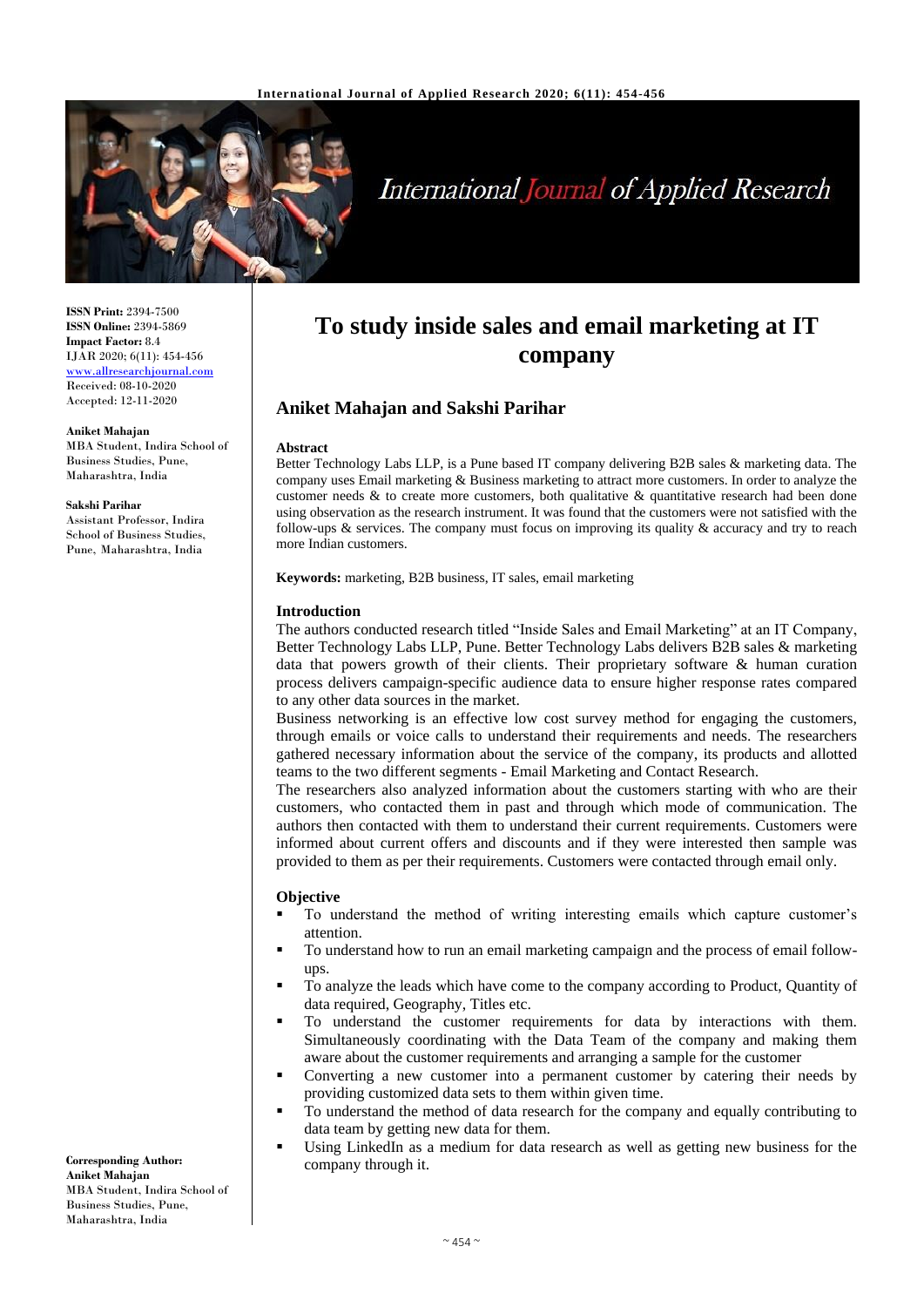# To study inside sales and email marketing at IT company

## Aniket Mahajan and Sakshi Parihar

**ISSN Print:** 2394-7500
**ISSN Online:** 2394-5869
**Impact Factor:** 8.4
IJAR 2020; 6(11): 454-456
www.allresearchjournal.com
Received: 08-10-2020
Accepted: 12-11-2020

**Aniket Mahajan**
MBA Student, Indira School of Business Studies, Pune, Maharashtra, India

**Sakshi Parihar**
Assistant Professor, Indira School of Business Studies, Pune, Maharashtra, India

**Corresponding Author:**
**Aniket Mahajan**
MBA Student, Indira School of Business Studies, Pune, Maharashtra, India

### Abstract

Better Technology Labs LLP, is a Pune based IT company delivering B2B sales & marketing data. The company uses Email marketing & Business marketing to attract more customers. In order to analyze the customer needs & to create more customers, both qualitative & quantitative research had been done using observation as the research instrument. It was found that the customers were not satisfied with the follow-ups & services. The company must focus on improving its quality & accuracy and try to reach more Indian customers.

**Keywords:** marketing, B2B business, IT sales, email marketing

### Introduction

The authors conducted research titled "Inside Sales and Email Marketing" at an IT Company, Better Technology Labs LLP, Pune. Better Technology Labs delivers B2B sales & marketing data that powers growth of their clients. Their proprietary software & human curation process delivers campaign-specific audience data to ensure higher response rates compared to any other data sources in the market.

Business networking is an effective low cost survey method for engaging the customers, through emails or voice calls to understand their requirements and needs. The researchers gathered necessary information about the service of the company, its products and allotted teams to the two different segments - Email Marketing and Contact Research.

The researchers also analyzed information about the customers starting with who are their customers, who contacted them in past and through which mode of communication. The authors then contacted with them to understand their current requirements. Customers were informed about current offers and discounts and if they were interested then sample was provided to them as per their requirements. Customers were contacted through email only.

### Objective

- To understand the method of writing interesting emails which capture customer's attention.
- To understand how to run an email marketing campaign and the process of email follow-ups.
- To analyze the leads which have come to the company according to Product, Quantity of data required, Geography, Titles etc.
- To understand the customer requirements for data by interactions with them. Simultaneously coordinating with the Data Team of the company and making them aware about the customer requirements and arranging a sample for the customer
- Converting a new customer into a permanent customer by catering their needs by providing customized data sets to them within given time.
- To understand the method of data research for the company and equally contributing to data team by getting new data for them.
- Using LinkedIn as a medium for data research as well as getting new business for the company through it.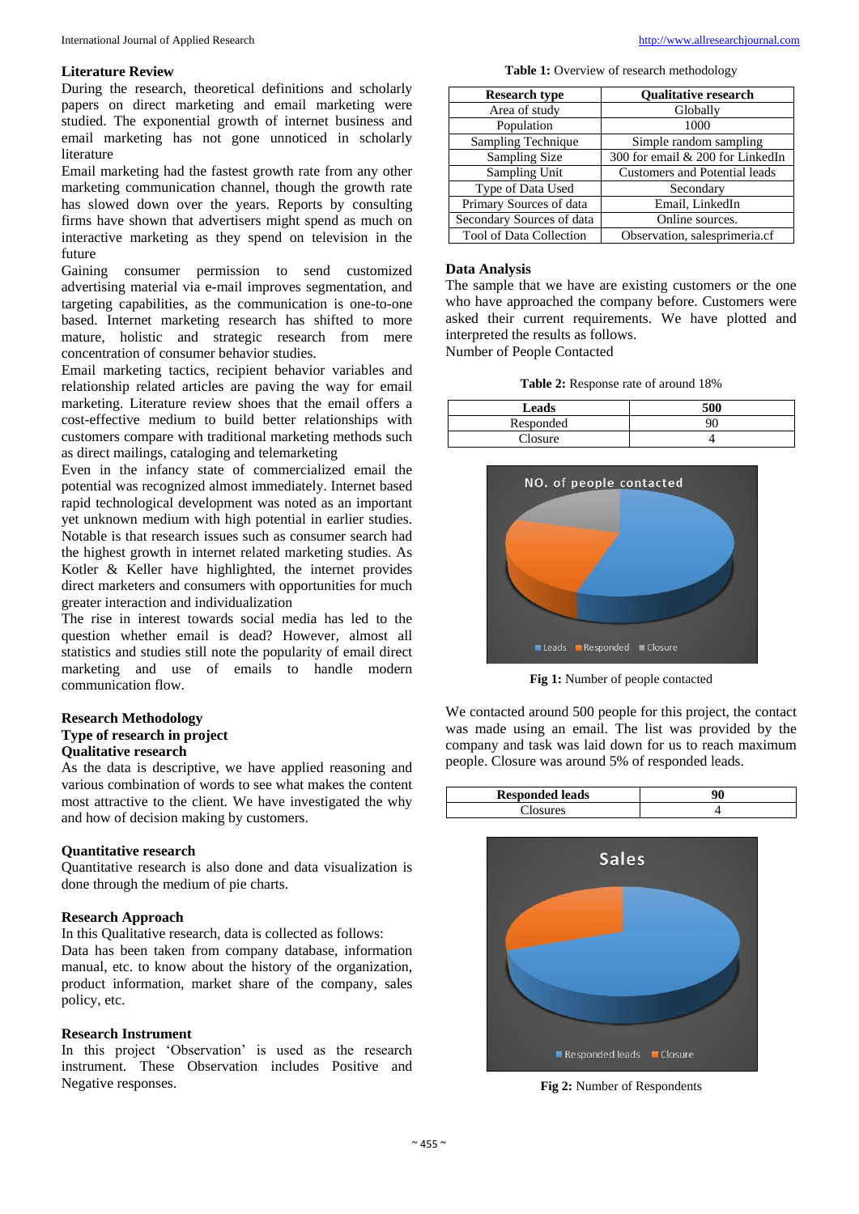### Literature Review

During the research, theoretical definitions and scholarly papers on direct marketing and email marketing were studied. The exponential growth of internet business and email marketing has not gone unnoticed in scholarly literature

Email marketing had the fastest growth rate from any other marketing communication channel, though the growth rate has slowed down over the years. Reports by consulting firms have shown that advertisers might spend as much on interactive marketing as they spend on television in the future

Gaining consumer permission to send customized advertising material via e-mail improves segmentation, and targeting capabilities, as the communication is one-to-one based. Internet marketing research has shifted to more mature, holistic and strategic research from mere concentration of consumer behavior studies.

Email marketing tactics, recipient behavior variables and relationship related articles are paving the way for email marketing. Literature review shoes that the email offers a cost-effective medium to build better relationships with customers compare with traditional marketing methods such as direct mailings, cataloging and telemarketing

Even in the infancy state of commercialized email the potential was recognized almost immediately. Internet based rapid technological development was noted as an important yet unknown medium with high potential in earlier studies. Notable is that research issues such as consumer search had the highest growth in internet related marketing studies. As Kotler & Keller have highlighted, the internet provides direct marketers and consumers with opportunities for much greater interaction and individualization

The rise in interest towards social media has led to the question whether email is dead? However, almost all statistics and studies still note the popularity of email direct marketing and use of emails to handle modern communication flow.

### Research Methodology

### Type of research in project

### Qualitative research

As the data is descriptive, we have applied reasoning and various combination of words to see what makes the content most attractive to the client. We have investigated the why and how of decision making by customers.

### Quantitative research

Quantitative research is also done and data visualization is done through the medium of pie charts.

### Research Approach

In this Qualitative research, data is collected as follows:
Data has been taken from company database, information manual, etc. to know about the history of the organization, product information, market share of the company, sales policy, etc.

### Research Instrument

In this project 'Observation' is used as the research instrument. These Observation includes Positive and Negative responses.

**Table 1:** Overview of research methodology

| Research type | Qualitative research |
|---|---|
| Area of study | Globally |
| Population | 1000 |
| Sampling Technique | Simple random sampling |
| Sampling Size | 300 for email & 200 for LinkedIn |
| Sampling Unit | Customers and Potential leads |
| Type of Data Used | Secondary |
| Primary Sources of data | Email, LinkedIn |
| Secondary Sources of data | Online sources. |
| Tool of Data Collection | Observation, salesprimeria.cf |

### Data Analysis

The sample that we have are existing customers or the one who have approached the company before. Customers were asked their current requirements. We have plotted and interpreted the results as follows.

Number of People Contacted

**Table 2:** Response rate of around 18%

| Leads | 500 |
|---|---|
| Responded | 90 |
| Closure | 4 |

**Fig 1:** Number of people contacted

We contacted around 500 people for this project, the contact was made using an email. The list was provided by the company and task was laid down for us to reach maximum people. Closure was around 5% of responded leads.

| Responded leads | 90 |
|---|---|
| Closures | 4 |

**Fig 2:** Number of Respondents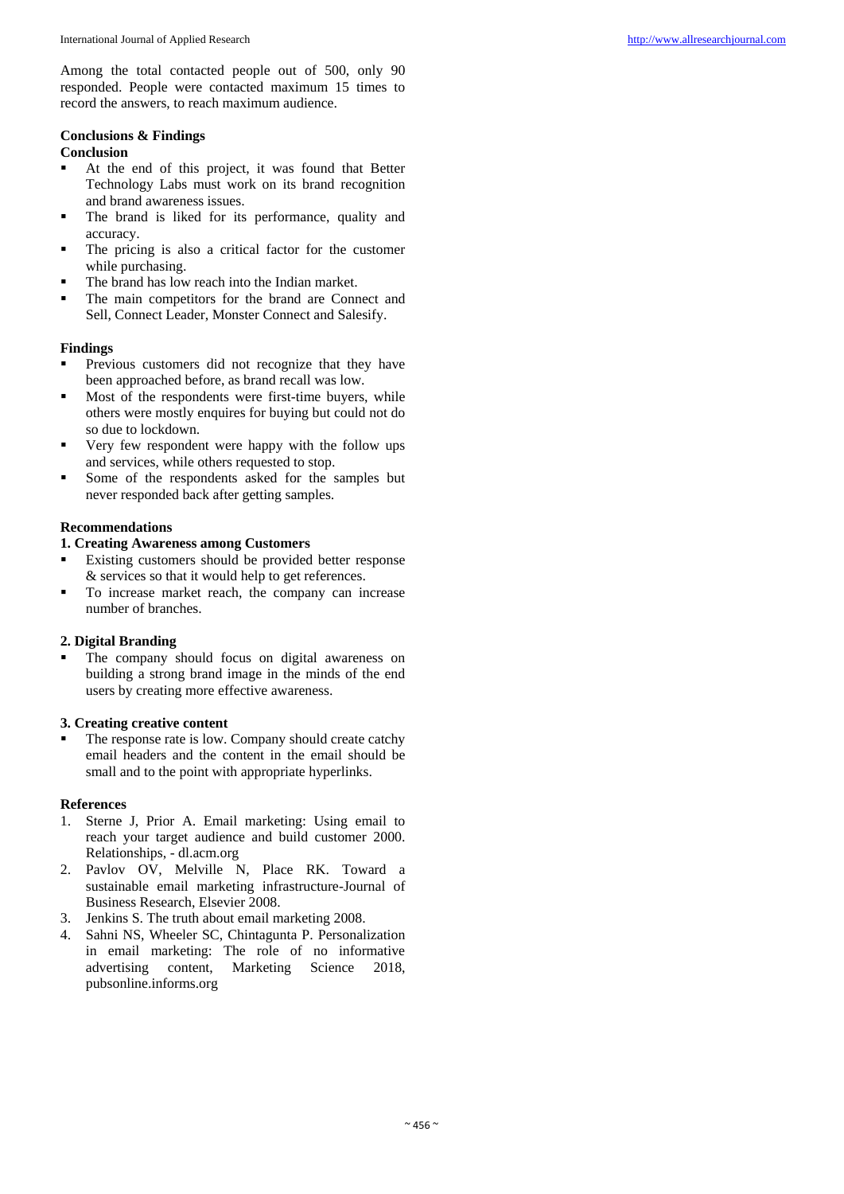Among the total contacted people out of 500, only 90 responded. People were contacted maximum 15 times to record the answers, to reach maximum audience.

## Conclusions & Findings

### Conclusion

- At the end of this project, it was found that Better Technology Labs must work on its brand recognition and brand awareness issues.
- The brand is liked for its performance, quality and accuracy.
- The pricing is also a critical factor for the customer while purchasing.
- The brand has low reach into the Indian market.
- The main competitors for the brand are Connect and Sell, Connect Leader, Monster Connect and Salesify.

### Findings

- Previous customers did not recognize that they have been approached before, as brand recall was low.
- Most of the respondents were first-time buyers, while others were mostly enquires for buying but could not do so due to lockdown.
- Very few respondent were happy with the follow ups and services, while others requested to stop.
- Some of the respondents asked for the samples but never responded back after getting samples.

## Recommendations

### 1. Creating Awareness among Customers

- Existing customers should be provided better response & services so that it would help to get references.
- To increase market reach, the company can increase number of branches.

### 2. Digital Branding

- The company should focus on digital awareness on building a strong brand image in the minds of the end users by creating more effective awareness.

### 3. Creating creative content

- The response rate is low. Company should create catchy email headers and the content in the email should be small and to the point with appropriate hyperlinks.

## References

1. Sterne J, Prior A. Email marketing: Using email to reach your target audience and build customer 2000. Relationships, - dl.acm.org
2. Pavlov OV, Melville N, Place RK. Toward a sustainable email marketing infrastructure-Journal of Business Research, Elsevier 2008.
3. Jenkins S. The truth about email marketing 2008.
4. Sahni NS, Wheeler SC, Chintagunta P. Personalization in email marketing: The role of no informative advertising content, Marketing Science 2018, pubsonline.informs.org